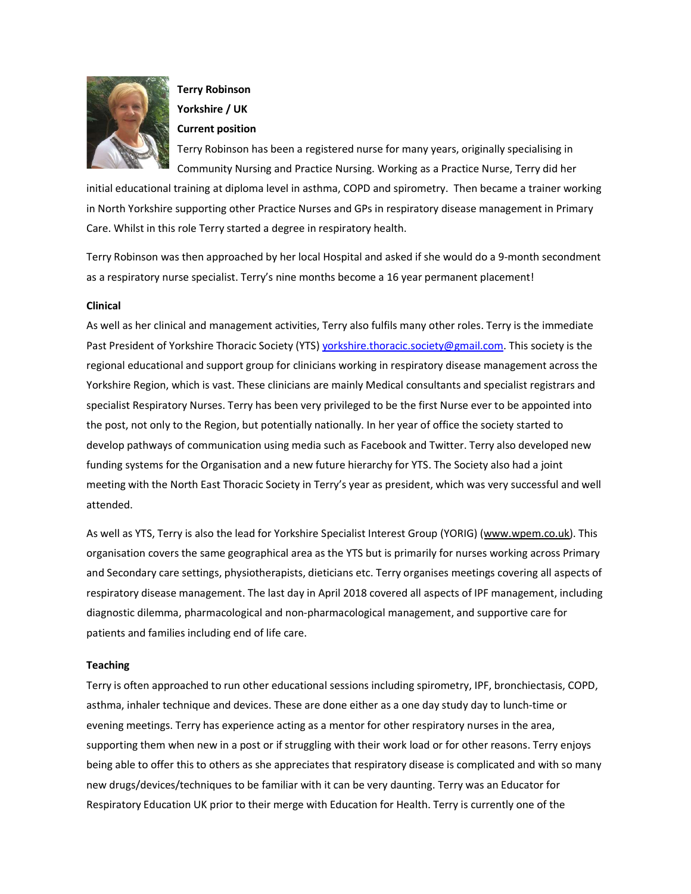**Terry Robinson**

**Yorkshire / UK**

**Current position**

Terry Robinson has been a registered nurse for many years, originally specialising in Community Nursing and Practice Nursing. Working as a Practice Nurse, Terry did her initial educational training at diploma level in asthma, COPD and spirometry. Then became a trainer working in North Yorkshire supporting other Practice Nurses and GPs in respiratory disease management in Primary Care. Whilst in this role Terry started a degree in respiratory health.

Terry Robinson was then approached by her local Hospital and asked if she would do a 9-month secondment as a respiratory nurse specialist. Terry's nine months become a 16 year permanent placement!

**Clinical**

As well as her clinical and management activities, Terry also fulfils many other roles. Terry is the immediate Past President of Yorkshire Thoracic Society (YTS) yorkshire.thoracic.society@gmail.com. This society is the regional educational and support group for clinicians working in respiratory disease management across the Yorkshire Region, which is vast. These clinicians are mainly Medical consultants and specialist registrars and specialist Respiratory Nurses. Terry has been very privileged to be the first Nurse ever to be appointed into the post, not only to the Region, but potentially nationally. In her year of office the society started to develop pathways of communication using media such as Facebook and Twitter. Terry also developed new funding systems for the Organisation and a new future hierarchy for YTS. The Society also had a joint meeting with the North East Thoracic Society in Terry's year as president, which was very successful and well attended.

As well as YTS, Terry is also the lead for Yorkshire Specialist Interest Group (YORIG) (www.wpem.co.uk). This organisation covers the same geographical area as the YTS but is primarily for nurses working across Primary and Secondary care settings, physiotherapists, dieticians etc. Terry organises meetings covering all aspects of respiratory disease management. The last day in April 2018 covered all aspects of IPF management, including diagnostic dilemma, pharmacological and non-pharmacological management, and supportive care for patients and families including end of life care.

**Teaching**

Terry is often approached to run other educational sessions including spirometry, IPF, bronchiectasis, COPD, asthma, inhaler technique and devices. These are done either as a one day study day to lunch-time or evening meetings. Terry has experience acting as a mentor for other respiratory nurses in the area, supporting them when new in a post or if struggling with their work load or for other reasons. Terry enjoys being able to offer this to others as she appreciates that respiratory disease is complicated and with so many new drugs/devices/techniques to be familiar with it can be very daunting. Terry was an Educator for Respiratory Education UK prior to their merge with Education for Health. Terry is currently one of the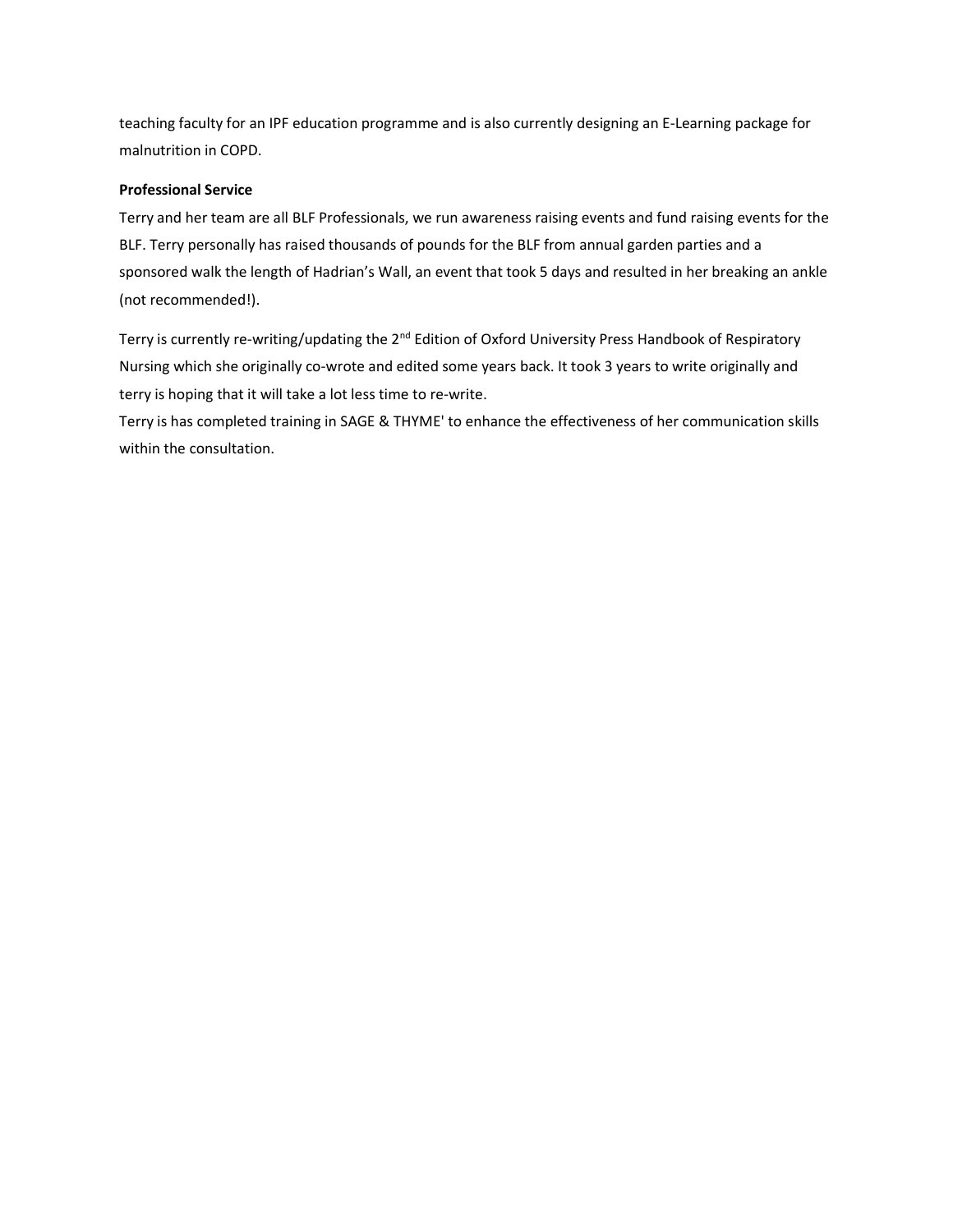teaching faculty for an IPF education programme and is also currently designing an E-Learning package for malnutrition in COPD.

**Professional Service**

Terry and her team are all BLF Professionals, we run awareness raising events and fund raising events for the BLF. Terry personally has raised thousands of pounds for the BLF from annual garden parties and a sponsored walk the length of Hadrian's Wall, an event that took 5 days and resulted in her breaking an ankle (not recommended!).

Terry is currently re-writing/updating the 2nd Edition of Oxford University Press Handbook of Respiratory Nursing which she originally co-wrote and edited some years back. It took 3 years to write originally and terry is hoping that it will take a lot less time to re-write.

Terry is has completed training in SAGE & THYME' to enhance the effectiveness of her communication skills within the consultation.